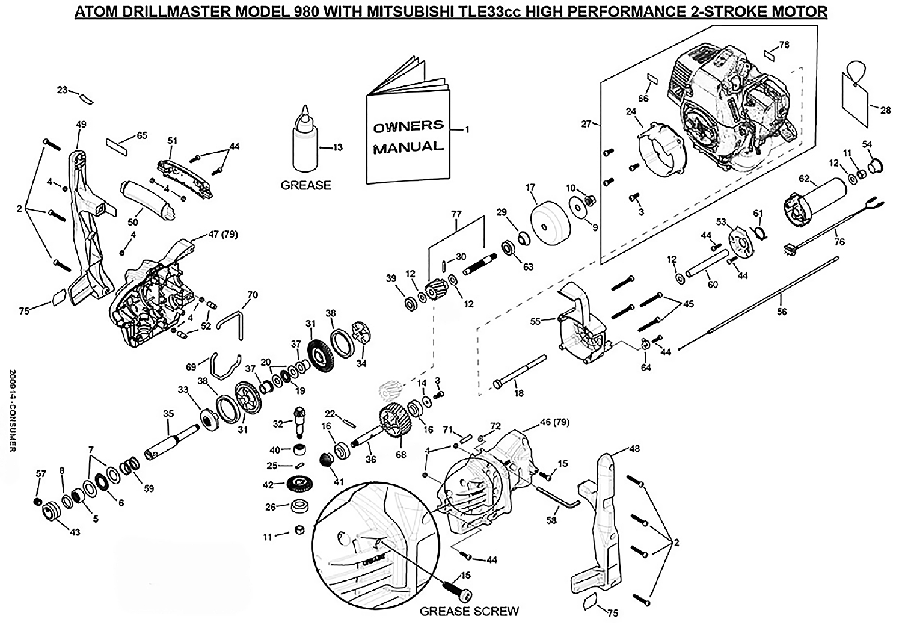# ATOM DRILLMASTER MODEL 980 WITH MITSUBISHI TLE33cc HIGH PERFORMANCE 2-STROKE MOTOR

OWNERS MANUAL — 1

GREASE — 13

GREASE SCREW — 15

200614-CONSUMER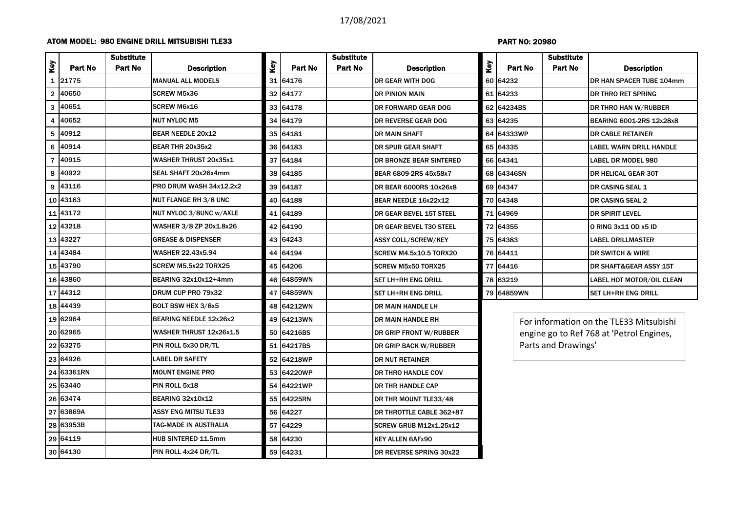17/08/2021

**ATOM MODEL: 980 ENGINE DRILL MITSUBISHI TLE33**

**PART NO: 20980**

| Key | Part No | Substitute Part No | Description | Key | Part No | Substitute Part No | Description | Key | Part No | Substitute Part No | Description |
|---|---|---|---|---|---|---|---|---|---|---|---|
| 1 | 21775 | | MANUAL ALL MODELS | 31 | 64176 | | DR GEAR WITH DOG | 60 | 64232 | | DR HAN SPACER TUBE 104mm |
| 2 | 40650 | | SCREW M5x36 | 32 | 64177 | | DR PINION MAIN | 61 | 64233 | | DR THRO RET SPRING |
| 3 | 40651 | | SCREW M6x16 | 33 | 64178 | | DR FORWARD GEAR DOG | 62 | 64234BS | | DR THRO HAN W/RUBBER |
| 4 | 40652 | | NUT NYLOC M5 | 34 | 64179 | | DR REVERSE GEAR DOG | 63 | 64235 | | BEARING 6001-2RS 12x28x8 |
| 5 | 40912 | | BEAR NEEDLE 20x12 | 35 | 64181 | | DR MAIN SHAFT | 64 | 64333WP | | DR CABLE RETAINER |
| 6 | 40914 | | BEAR THR 20x35x2 | 36 | 64183 | | DR SPUR GEAR SHAFT | 65 | 64335 | | LABEL WARN DRILL HANDLE |
| 7 | 40915 | | WASHER THRUST 20x35x1 | 37 | 64184 | | DR BRONZE BEAR SINTERED | 66 | 64341 | | LABEL DR MODEL 980 |
| 8 | 40922 | | SEAL SHAFT 20x26x4mm | 38 | 64185 | | BEAR 6809-2RS 45x58x7 | 68 | 64346SN | | DR HELICAL GEAR 30T |
| 9 | 43116 | | PRO DRUM WASH 34x12.2x2 | 39 | 64187 | | DR BEAR 6000RS 10x26x8 | 69 | 64347 | | DR CASING SEAL 1 |
| 10 | 43163 | | NUT FLANGE RH 3/8 UNC | 40 | 64188 | | BEAR NEEDLE 16x22x12 | 70 | 64348 | | DR CASING SEAL 2 |
| 11 | 43172 | | NUT NYLOC 3/8UNC w/AXLE | 41 | 64189 | | DR GEAR BEVEL 15T STEEL | 71 | 64969 | | DR SPIRIT LEVEL |
| 12 | 43218 | | WASHER 3/8 ZP 20x1.8x26 | 42 | 64190 | | DR GEAR BEVEL T30 STEEL | 72 | 64355 | | O RING 3x11 OD x5 ID |
| 13 | 43227 | | GREASE & DISPENSER | 43 | 64243 | | ASSY COLL/SCREW/KEY | 75 | 64383 | | LABEL DRILLMASTER |
| 14 | 43484 | | WASHER 22.43x5.94 | 44 | 64194 | | SCREW M4.5x10.5 TORX20 | 76 | 64411 | | DR SWITCH & WIRE |
| 15 | 43790 | | SCREW M5.5x22 TORX25 | 45 | 64206 | | SCREW M5x50 TORX25 | 77 | 64416 | | DR SHAFT&GEAR ASSY 15T |
| 16 | 43860 | | BEARING 32x10x12+4mm | 46 | 64859WN | | SET LH+RH ENG DRILL | 78 | 63219 | | LABEL HOT MOTOR/OIL CLEAN |
| 17 | 44312 | | DRUM CUP PRO 79x32 | 47 | 64859WN | | SET LH+RH ENG DRILL | 79 | 64859WN | | SET LH+RH ENG DRILL |
| 18 | 44439 | | BOLT BSW HEX 3/8x5 | 48 | 64212WN | | DR MAIN HANDLE LH | | | | |
| 19 | 62964 | | BEARING NEEDLE 12x26x2 | 49 | 64213WN | | DR MAIN HANDLE RH | | | | |
| 20 | 62965 | | WASHER THRUST 12x26x1.5 | 50 | 64216BS | | DR GRIP FRONT W/RUBBER | | | | |
| 22 | 63275 | | PIN ROLL 5x30 DR/TL | 51 | 64217BS | | DR GRIP BACK W/RUBBER | | | | |
| 23 | 64926 | | LABEL DR SAFETY | 52 | 64218WP | | DR NUT RETAINER | | | | |
| 24 | 63361RN | | MOUNT ENGINE PRO | 53 | 64220WP | | DR THRO HANDLE COV | | | | |
| 25 | 63440 | | PIN ROLL 5x18 | 54 | 64221WP | | DR THR HANDLE CAP | | | | |
| 26 | 63474 | | BEARING 32x10x12 | 55 | 64225RN | | DR THR MOUNT TLE33/48 | | | | |
| 27 | 63869A | | ASSY ENG MITSU TLE33 | 56 | 64227 | | DR THROTTLE CABLE 362+87 | | | | |
| 28 | 63953B | | TAG-MADE IN AUSTRALIA | 57 | 64229 | | SCREW GRUB M12x1.25x12 | | | | |
| 29 | 64119 | | HUB SINTERED 11.5mm | 58 | 64230 | | KEY ALLEN 6AFx90 | | | | |
| 30 | 64130 | | PIN ROLL 4x24 DR/TL | 59 | 64231 | | DR REVERSE SPRING 30x22 | | | | |

For information on the TLE33 Mitsubishi engine go to Ref 768 at 'Petrol Engines, Parts and Drawings'